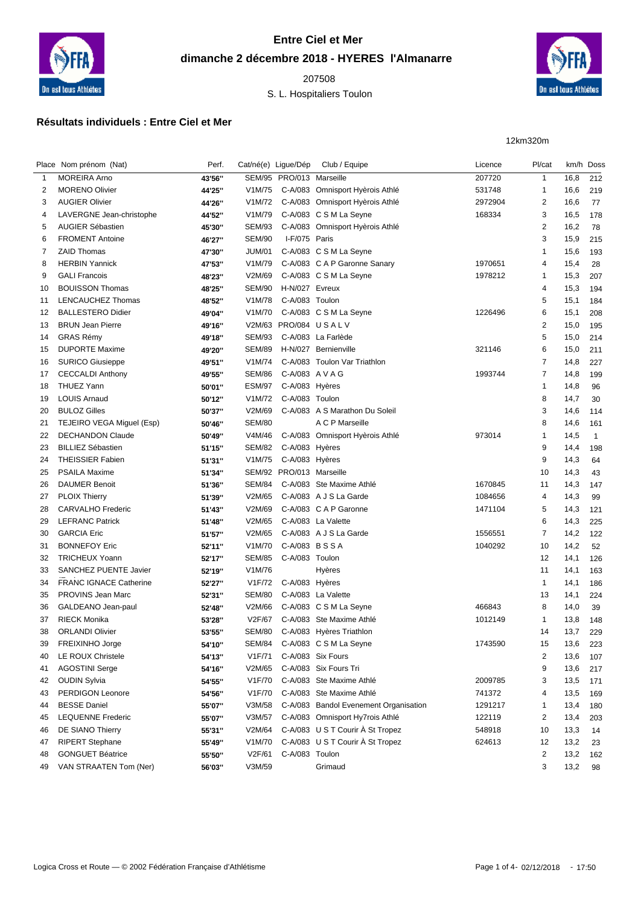# Entre Ciel et Mer

## dimanche 2 décembre 2018 - HYERES l'Almanarre

207508

S. L. Hospitaliers Toulon

### Résultats individuels : Entre Ciel et Mer

12km320m

| Place | Nom prénom (Nat) | Perf. | Cat/né(e) | Ligue/Dép | Club / Equipe | Licence | Pl/cat | km/h | Doss |
|---|---|---|---|---|---|---|---|---|---|
| 1 | MOREIRA Arno | 43'56'' | SEM/95 | PRO/013 | Marseille | 207720 | 1 | 16,8 | 212 |
| 2 | MORENO Olivier | 44'25'' | V1M/75 | C-A/083 | Omnisport Hyèrois Athlé | 531748 | 1 | 16,6 | 219 |
| 3 | AUGIER Olivier | 44'26'' | V1M/72 | C-A/083 | Omnisport Hyèrois Athlé | 2972904 | 2 | 16,6 | 77 |
| 4 | LAVERGNE Jean-christophe | 44'52'' | V1M/79 | C-A/083 | C S M La Seyne | 168334 | 3 | 16,5 | 178 |
| 5 | AUGIER Sébastien | 45'30'' | SEM/93 | C-A/083 | Omnisport Hyèrois Athlé | | 2 | 16,2 | 78 |
| 6 | FROMENT Antoine | 46'27'' | SEM/90 | I-F/075 | Paris | | 3 | 15,9 | 215 |
| 7 | ZAID Thomas | 47'30'' | JUM/01 | C-A/083 | C S M La Seyne | | 1 | 15,6 | 193 |
| 8 | HERBIN Yannick | 47'53'' | V1M/79 | C-A/083 | C A P Garonne Sanary | 1970651 | 4 | 15,4 | 28 |
| 9 | GALI Francois | 48'23'' | V2M/69 | C-A/083 | C S M La Seyne | 1978212 | 1 | 15,3 | 207 |
| 10 | BOUISSON Thomas | 48'25'' | SEM/90 | H-N/027 | Evreux | | 4 | 15,3 | 194 |
| 11 | LENCAUCHEZ Thomas | 48'52'' | V1M/78 | C-A/083 | Toulon | | 5 | 15,1 | 184 |
| 12 | BALLESTERO Didier | 49'04'' | V1M/70 | C-A/083 | C S M La Seyne | 1226496 | 6 | 15,1 | 208 |
| 13 | BRUN Jean Pierre | 49'16'' | V2M/63 | PRO/084 | U S A L V | | 2 | 15,0 | 195 |
| 14 | GRAS Rémy | 49'18'' | SEM/93 | C-A/083 | La Farlède | | 5 | 15,0 | 214 |
| 15 | DUPORTE Maxime | 49'20'' | SEM/89 | H-N/027 | Bernienville | 321146 | 6 | 15,0 | 211 |
| 16 | SURICO Giusieppe | 49'51'' | V1M/74 | C-A/083 | Toulon Var Triathlon | | 7 | 14,8 | 227 |
| 17 | CECCALDI Anthony | 49'55'' | SEM/86 | C-A/083 | A V A G | 1993744 | 7 | 14,8 | 199 |
| 18 | THUEZ Yann | 50'01'' | ESM/97 | C-A/083 | Hyères | | 1 | 14,8 | 96 |
| 19 | LOUIS Arnaud | 50'12'' | V1M/72 | C-A/083 | Toulon | | 8 | 14,7 | 30 |
| 20 | BULOZ Gilles | 50'37'' | V2M/69 | C-A/083 | A S Marathon Du Soleil | | 3 | 14,6 | 114 |
| 21 | TEJEIRO VEGA Miguel (Esp) | 50'46'' | SEM/80 | | A C P Marseille | | 8 | 14,6 | 161 |
| 22 | DECHANDON Claude | 50'49'' | V4M/46 | C-A/083 | Omnisport Hyèrois Athlé | 973014 | 1 | 14,5 | 1 |
| 23 | BILLIEZ Sébastien | 51'15'' | SEM/82 | C-A/083 | Hyères | | 9 | 14,4 | 198 |
| 24 | THEISSIER Fabien | 51'31'' | V1M/75 | C-A/083 | Hyères | | 9 | 14,3 | 64 |
| 25 | PSAILA Maxime | 51'34'' | SEM/92 | PRO/013 | Marseille | | 10 | 14,3 | 43 |
| 26 | DAUMER Benoit | 51'36'' | SEM/84 | C-A/083 | Ste Maxime Athlé | 1670845 | 11 | 14,3 | 147 |
| 27 | PLOIX Thierry | 51'39'' | V2M/65 | C-A/083 | A J S La Garde | 1084656 | 4 | 14,3 | 99 |
| 28 | CARVALHO Frederic | 51'43'' | V2M/69 | C-A/083 | C A P Garonne | 1471104 | 5 | 14,3 | 121 |
| 29 | LEFRANC Patrick | 51'48'' | V2M/65 | C-A/083 | La Valette | | 6 | 14,3 | 225 |
| 30 | GARCIA Eric | 51'57'' | V2M/65 | C-A/083 | A J S La Garde | 1556551 | 7 | 14,2 | 122 |
| 31 | BONNEFOY Eric | 52'11'' | V1M/70 | C-A/083 | B S S A | 1040292 | 10 | 14,2 | 52 |
| 32 | TRICHEUX Yoann | 52'17'' | SEM/85 | C-A/083 | Toulon | | 12 | 14,1 | 126 |
| 33 | SANCHEZ PUENTE Javier | 52'19'' | V1M/76 | | Hyères | | 11 | 14,1 | 163 |
| 34 | FRANC IGNACE Catherine | 52'27'' | V1F/72 | C-A/083 | Hyères | | 1 | 14,1 | 186 |
| 35 | PROVINS Jean Marc | 52'31'' | SEM/80 | C-A/083 | La Valette | | 13 | 14,1 | 224 |
| 36 | GALDEANO Jean-paul | 52'48'' | V2M/66 | C-A/083 | C S M La Seyne | 466843 | 8 | 14,0 | 39 |
| 37 | RIECK Monika | 53'28'' | V2F/67 | C-A/083 | Ste Maxime Athlé | 1012149 | 1 | 13,8 | 148 |
| 38 | ORLANDI Olivier | 53'55'' | SEM/80 | C-A/083 | Hyères Triathlon | | 14 | 13,7 | 229 |
| 39 | FREIXINHO Jorge | 54'10'' | SEM/84 | C-A/083 | C S M La Seyne | 1743590 | 15 | 13,6 | 223 |
| 40 | LE ROUX Christele | 54'13'' | V1F/71 | C-A/083 | Six Fours | | 2 | 13,6 | 107 |
| 41 | AGOSTINI Serge | 54'16'' | V2M/65 | C-A/083 | Six Fours Tri | | 9 | 13,6 | 217 |
| 42 | OUDIN Sylvia | 54'55'' | V1F/70 | C-A/083 | Ste Maxime Athlé | 2009785 | 3 | 13,5 | 171 |
| 43 | PERDIGON Leonore | 54'56'' | V1F/70 | C-A/083 | Ste Maxime Athlé | 741372 | 4 | 13,5 | 169 |
| 44 | BESSE Daniel | 55'07'' | V3M/58 | C-A/083 | Bandol Evenement Organisation | 1291217 | 1 | 13,4 | 180 |
| 45 | LEQUENNE Frederic | 55'07'' | V3M/57 | C-A/083 | Omnisport Hy7rois Athlé | 122119 | 2 | 13,4 | 203 |
| 46 | DE SIANO Thierry | 55'31'' | V2M/64 | C-A/083 | U S T Courir À St Tropez | 548918 | 10 | 13,3 | 14 |
| 47 | RIPERT Stephane | 55'49'' | V1M/70 | C-A/083 | U S T Courir À St Tropez | 624613 | 12 | 13,2 | 23 |
| 48 | GONGUET Béatrice | 55'50'' | V2F/61 | C-A/083 | Toulon | | 2 | 13,2 | 162 |
| 49 | VAN STRAATEN Tom (Ner) | 56'03'' | V3M/59 | | Grimaud | | 3 | 13,2 | 98 |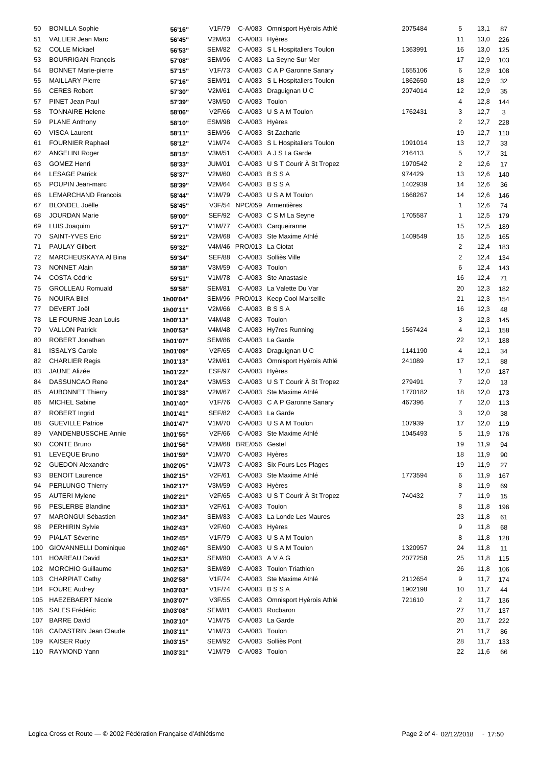| | | | | | | | | | |
|---|---|---|---|---|---|---|---|---|---|
| 50 | BONILLA Sophie | 56'16'' | V1F/79 | C-A/083 | Omnisport Hyèrois Athlé | 2075484 | 5 | 13,1 | 87 |
| 51 | VALLIER Jean Marc | 56'45'' | V2M/63 | C-A/083 | Hyères | | 11 | 13,0 | 226 |
| 52 | COLLE Mickael | 56'53'' | SEM/82 | C-A/083 | S L Hospitaliers Toulon | 1363991 | 16 | 13,0 | 125 |
| 53 | BOURRIGAN François | 57'08'' | SEM/96 | C-A/083 | La Seyne Sur Mer | | 17 | 12,9 | 103 |
| 54 | BONNET Marie-pierre | 57'15'' | V1F/73 | C-A/083 | C A P Garonne Sanary | 1655106 | 6 | 12,9 | 108 |
| 55 | MAILLARY Pierre | 57'16'' | SEM/91 | C-A/083 | S L Hospitaliers Toulon | 1862650 | 18 | 12,9 | 32 |
| 56 | CERES Robert | 57'30'' | V2M/61 | C-A/083 | Draguignan U C | 2074014 | 12 | 12,9 | 35 |
| 57 | PINET Jean Paul | 57'39'' | V3M/50 | C-A/083 | Toulon | | 4 | 12,8 | 144 |
| 58 | TONNAIRE Helene | 58'06'' | V2F/66 | C-A/083 | U S A M Toulon | 1762431 | 3 | 12,7 | 3 |
| 59 | PLANE Anthony | 58'10'' | ESM/98 | C-A/083 | Hyères | | 2 | 12,7 | 228 |
| 60 | VISCA Laurent | 58'11'' | SEM/96 | C-A/083 | St Zacharie | | 19 | 12,7 | 110 |
| 61 | FOURNIER Raphael | 58'12'' | V1M/74 | C-A/083 | S L Hospitaliers Toulon | 1091014 | 13 | 12,7 | 33 |
| 62 | ANGELINI Roger | 58'15'' | V3M/51 | C-A/083 | A J S La Garde | 216413 | 5 | 12,7 | 31 |
| 63 | GOMEZ Henri | 58'33'' | JUM/01 | C-A/083 | U S T Courir À St Tropez | 1970542 | 2 | 12,6 | 17 |
| 64 | LESAGE Patrick | 58'37'' | V2M/60 | C-A/083 | B S S A | 974429 | 13 | 12,6 | 140 |
| 65 | POUPIN Jean-marc | 58'39'' | V2M/64 | C-A/083 | B S S A | 1402939 | 14 | 12,6 | 36 |
| 66 | LEMARCHAND Francois | 58'44'' | V1M/79 | C-A/083 | U S A M Toulon | 1668267 | 14 | 12,6 | 146 |
| 67 | BLONDEL Joëlle | 58'45'' | V3F/54 | NPC/059 | Armentières | | 1 | 12,6 | 74 |
| 68 | JOURDAN Marie | 59'00'' | SEF/92 | C-A/083 | C S M La Seyne | 1705587 | 1 | 12,5 | 179 |
| 69 | LUIS Joaquim | 59'17'' | V1M/77 | C-A/083 | Carqueiranne | | 15 | 12,5 | 189 |
| 70 | SAINT-YVES Eric | 59'21'' | V2M/68 | C-A/083 | Ste Maxime Athlé | 1409549 | 15 | 12,5 | 165 |
| 71 | PAULAY Gilbert | 59'32'' | V4M/46 | PRO/013 | La Ciotat | | 2 | 12,4 | 183 |
| 72 | MARCHEUSKAYA Al Bina | 59'34'' | SEF/88 | C-A/083 | Solliès Ville | | 2 | 12,4 | 134 |
| 73 | NONNET Alain | 59'38'' | V3M/59 | C-A/083 | Toulon | | 6 | 12,4 | 143 |
| 74 | COSTA Cédric | 59'51'' | V1M/78 | C-A/083 | Ste Anastasie | | 16 | 12,4 | 71 |
| 75 | GROLLEAU Romuald | 59'58'' | SEM/81 | C-A/083 | La Valette Du Var | | 20 | 12,3 | 182 |
| 76 | NOUIRA Bilel | 1h00'04'' | SEM/96 | PRO/013 | Keep Cool Marseille | | 21 | 12,3 | 154 |
| 77 | DEVERT Joël | 1h00'11'' | V2M/66 | C-A/083 | B S S A | | 16 | 12,3 | 48 |
| 78 | LE FOURNE Jean Louis | 1h00'13'' | V4M/48 | C-A/083 | Toulon | | 3 | 12,3 | 145 |
| 79 | VALLON Patrick | 1h00'53'' | V4M/48 | C-A/083 | Hy7res Running | 1567424 | 4 | 12,1 | 158 |
| 80 | ROBERT Jonathan | 1h01'07'' | SEM/86 | C-A/083 | La Garde | | 22 | 12,1 | 188 |
| 81 | ISSALYS Carole | 1h01'09'' | V2F/65 | C-A/083 | Draguignan U C | 1141190 | 4 | 12,1 | 34 |
| 82 | CHARLIER Regis | 1h01'13'' | V2M/61 | C-A/083 | Omnisport Hyèrois Athlé | 241089 | 17 | 12,1 | 88 |
| 83 | JAUNE Alizée | 1h01'22'' | ESF/97 | C-A/083 | Hyères | | 1 | 12,0 | 187 |
| 84 | DASSUNCAO Rene | 1h01'24'' | V3M/53 | C-A/083 | U S T Courir À St Tropez | 279491 | 7 | 12,0 | 13 |
| 85 | AUBONNET Thierry | 1h01'38'' | V2M/67 | C-A/083 | Ste Maxime Athlé | 1770182 | 18 | 12,0 | 173 |
| 86 | MICHEL Sabine | 1h01'40'' | V1F/76 | C-A/083 | C A P Garonne Sanary | 467396 | 7 | 12,0 | 113 |
| 87 | ROBERT Ingrid | 1h01'41'' | SEF/82 | C-A/083 | La Garde | | 3 | 12,0 | 38 |
| 88 | GUEVILLE Patrice | 1h01'47'' | V1M/70 | C-A/083 | U S A M Toulon | 107939 | 17 | 12,0 | 119 |
| 89 | VANDENBUSSCHE Annie | 1h01'55'' | V2F/66 | C-A/083 | Ste Maxime Athlé | 1045493 | 5 | 11,9 | 176 |
| 90 | CONTE Bruno | 1h01'56'' | V2M/68 | BRE/056 | Gestel | | 19 | 11,9 | 94 |
| 91 | LEVEQUE Bruno | 1h01'59'' | V1M/70 | C-A/083 | Hyères | | 18 | 11,9 | 90 |
| 92 | GUEDON Alexandre | 1h02'05'' | V1M/73 | C-A/083 | Six Fours Les Plages | | 19 | 11,9 | 27 |
| 93 | BENOIT Laurence | 1h02'15'' | V2F/61 | C-A/083 | Ste Maxime Athlé | 1773594 | 6 | 11,9 | 167 |
| 94 | PERLUNGO Thierry | 1h02'17'' | V3M/59 | C-A/083 | Hyères | | 8 | 11,9 | 69 |
| 95 | AUTERI Mylene | 1h02'21'' | V2F/65 | C-A/083 | U S T Courir À St Tropez | 740432 | 7 | 11,9 | 15 |
| 96 | PESLERBE Blandine | 1h02'33'' | V2F/61 | C-A/083 | Toulon | | 8 | 11,8 | 196 |
| 97 | MARONGUI Sébastien | 1h02'34'' | SEM/83 | C-A/083 | La Londe Les Maures | | 23 | 11,8 | 61 |
| 98 | PERHIRIN Sylvie | 1h02'43'' | V2F/60 | C-A/083 | Hyères | | 9 | 11,8 | 68 |
| 99 | PIALAT Séverine | 1h02'45'' | V1F/79 | C-A/083 | U S A M Toulon | | 8 | 11,8 | 128 |
| 100 | GIOVANNELLI Dominique | 1h02'46'' | SEM/90 | C-A/083 | U S A M Toulon | 1320957 | 24 | 11,8 | 11 |
| 101 | HOAREAU David | 1h02'53'' | SEM/80 | C-A/083 | A V A G | 2077258 | 25 | 11,8 | 115 |
| 102 | MORCHIO Guillaume | 1h02'53'' | SEM/89 | C-A/083 | Toulon Triathlon | | 26 | 11,8 | 106 |
| 103 | CHARPIAT Cathy | 1h02'58'' | V1F/74 | C-A/083 | Ste Maxime Athlé | 2112654 | 9 | 11,7 | 174 |
| 104 | FOURE Audrey | 1h03'03'' | V1F/74 | C-A/083 | B S S A | 1902198 | 10 | 11,7 | 44 |
| 105 | HAEZEBAERT Nicole | 1h03'07'' | V3F/55 | C-A/083 | Omnisport Hyèrois Athlé | 721610 | 2 | 11,7 | 136 |
| 106 | SALES Frédéric | 1h03'08'' | SEM/81 | C-A/083 | Rocbaron | | 27 | 11,7 | 137 |
| 107 | BARRE David | 1h03'10'' | V1M/75 | C-A/083 | La Garde | | 20 | 11,7 | 222 |
| 108 | CADASTRIN Jean Claude | 1h03'11'' | V1M/73 | C-A/083 | Toulon | | 21 | 11,7 | 86 |
| 109 | KAISER Rudy | 1h03'15'' | SEM/92 | C-A/083 | Solliès Pont | | 28 | 11,7 | 133 |
| 110 | RAYMOND Yann | 1h03'31'' | V1M/79 | C-A/083 | Toulon | | 22 | 11,6 | 66 |

Logica Cross et Route — © 2002 Fédération Française d'Athlétisme — 02/12/2018 - 17:50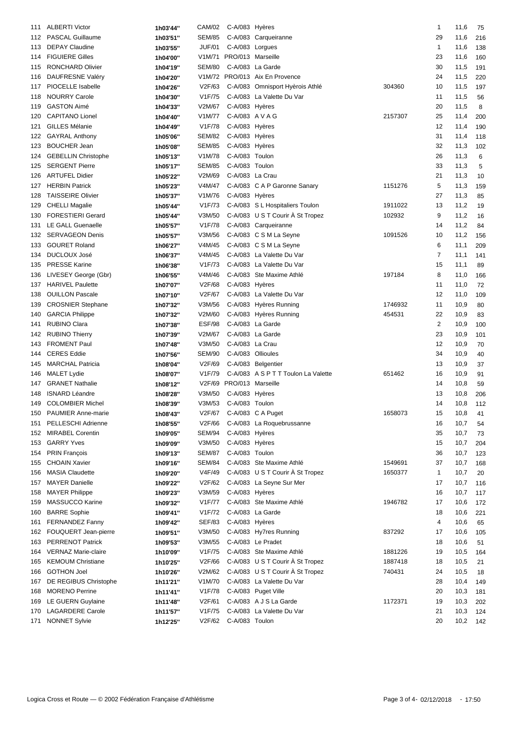| | | | | | | | | | |
|---|---|---|---|---|---|---|---|---|---|
| 111 | ALBERTI Victor | 1h03'44'' | CAM/02 | C-A/083 | Hyères | | 1 | 11,6 | 75 |
| 112 | PASCAL Guillaume | 1h03'51'' | SEM/85 | C-A/083 | Carqueiranne | | 29 | 11,6 | 216 |
| 113 | DEPAY Claudine | 1h03'55'' | JUF/01 | C-A/083 | Lorgues | | 1 | 11,6 | 138 |
| 114 | FIGUIERE Gilles | 1h04'00'' | V1M/71 | PRO/013 | Marseille | | 23 | 11,6 | 160 |
| 115 | RONCHARD Olivier | 1h04'19'' | SEM/80 | C-A/083 | La Garde | | 30 | 11,5 | 191 |
| 116 | DAUFRESNE Valéry | 1h04'20'' | V1M/72 | PRO/013 | Aix En Provence | | 24 | 11,5 | 220 |
| 117 | PIOCELLE Isabelle | 1h04'26'' | V2F/63 | C-A/083 | Omnisport Hyèrois Athlé | 304360 | 10 | 11,5 | 197 |
| 118 | NOURRY Carole | 1h04'30'' | V1F/75 | C-A/083 | La Valette Du Var | | 11 | 11,5 | 56 |
| 119 | GASTON Aimé | 1h04'33'' | V2M/67 | C-A/083 | Hyères | | 20 | 11,5 | 8 |
| 120 | CAPITANO Lionel | 1h04'40'' | V1M/77 | C-A/083 | A V A G | 2157307 | 25 | 11,4 | 200 |
| 121 | GILLES Mélanie | 1h04'49'' | V1F/78 | C-A/083 | Hyères | | 12 | 11,4 | 190 |
| 122 | GAYRAL Anthony | 1h05'06'' | SEM/82 | C-A/083 | Hyères | | 31 | 11,4 | 118 |
| 123 | BOUCHER Jean | 1h05'08'' | SEM/85 | C-A/083 | Hyères | | 32 | 11,3 | 102 |
| 124 | GEBELLIN Christophe | 1h05'13'' | V1M/78 | C-A/083 | Toulon | | 26 | 11,3 | 6 |
| 125 | SERGENT Pierre | 1h05'17'' | SEM/85 | C-A/083 | Toulon | | 33 | 11,3 | 5 |
| 126 | ARTUFEL Didier | 1h05'22'' | V2M/69 | C-A/083 | La Crau | | 21 | 11,3 | 10 |
| 127 | HERBIN Patrick | 1h05'23'' | V4M/47 | C-A/083 | C A P Garonne Sanary | 1151276 | 5 | 11,3 | 159 |
| 128 | TAISSEIRE Olivier | 1h05'37'' | V1M/76 | C-A/083 | Hyères | | 27 | 11,3 | 85 |
| 129 | CHELLI Magalie | 1h05'44'' | V1F/73 | C-A/083 | S L Hospitaliers Toulon | 1911022 | 13 | 11,2 | 19 |
| 130 | FORESTIERI Gerard | 1h05'44'' | V3M/50 | C-A/083 | U S T Courir À St Tropez | 102932 | 9 | 11,2 | 16 |
| 131 | LE GALL Guenaelle | 1h05'57'' | V1F/78 | C-A/083 | Carqueiranne | | 14 | 11,2 | 84 |
| 132 | SERVAGEON Denis | 1h05'57'' | V3M/56 | C-A/083 | C S M La Seyne | 1091526 | 10 | 11,2 | 156 |
| 133 | GOURET Roland | 1h06'27'' | V4M/45 | C-A/083 | C S M La Seyne | | 6 | 11,1 | 209 |
| 134 | DUCLOUX José | 1h06'37'' | V4M/45 | C-A/083 | La Valette Du Var | | 7 | 11,1 | 141 |
| 135 | PRESSE Karine | 1h06'38'' | V1F/73 | C-A/083 | La Valette Du Var | | 15 | 11,1 | 89 |
| 136 | LIVESEY George (Gbr) | 1h06'55'' | V4M/46 | C-A/083 | Ste Maxime Athlé | 197184 | 8 | 11,0 | 166 |
| 137 | HARIVEL Paulette | 1h07'07'' | V2F/68 | C-A/083 | Hyères | | 11 | 11,0 | 72 |
| 138 | OUILLON Pascale | 1h07'10'' | V2F/67 | C-A/083 | La Valette Du Var | | 12 | 11,0 | 109 |
| 139 | CROSNIER Stephane | 1h07'32'' | V3M/56 | C-A/083 | Hyères Running | 1746932 | 11 | 10,9 | 80 |
| 140 | GARCIA Philippe | 1h07'32'' | V2M/60 | C-A/083 | Hyères Running | 454531 | 22 | 10,9 | 83 |
| 141 | RUBINO Clara | 1h07'38'' | ESF/98 | C-A/083 | La Garde | | 2 | 10,9 | 100 |
| 142 | RUBINO Thierry | 1h07'39'' | V2M/67 | C-A/083 | La Garde | | 23 | 10,9 | 101 |
| 143 | FROMENT Paul | 1h07'48'' | V3M/50 | C-A/083 | La Crau | | 12 | 10,9 | 70 |
| 144 | CERES Eddie | 1h07'56'' | SEM/90 | C-A/083 | Ollioules | | 34 | 10,9 | 40 |
| 145 | MARCHAL Patricia | 1h08'04'' | V2F/69 | C-A/083 | Belgentier | | 13 | 10,9 | 37 |
| 146 | MALET Lydie | 1h08'07'' | V1F/79 | C-A/083 | A S P T T Toulon La Valette | 651462 | 16 | 10,9 | 91 |
| 147 | GRANET Nathalie | 1h08'12'' | V2F/69 | PRO/013 | Marseille | | 14 | 10,8 | 59 |
| 148 | ISNARD Léandre | 1h08'28'' | V3M/50 | C-A/083 | Hyères | | 13 | 10,8 | 206 |
| 149 | COLOMBIER Michel | 1h08'39'' | V3M/53 | C-A/083 | Toulon | | 14 | 10,8 | 112 |
| 150 | PAUMIER Anne-marie | 1h08'43'' | V2F/67 | C-A/083 | C A Puget | 1658073 | 15 | 10,8 | 41 |
| 151 | PELLESCHI Adrienne | 1h08'55'' | V2F/66 | C-A/083 | La Roquebrussanne | | 16 | 10,7 | 54 |
| 152 | MIRABEL Corentin | 1h09'05'' | SEM/94 | C-A/083 | Hyères | | 35 | 10,7 | 73 |
| 153 | GARRY Yves | 1h09'09'' | V3M/50 | C-A/083 | Hyères | | 15 | 10,7 | 204 |
| 154 | PRIN François | 1h09'13'' | SEM/87 | C-A/083 | Toulon | | 36 | 10,7 | 123 |
| 155 | CHOAIN Xavier | 1h09'16'' | SEM/84 | C-A/083 | Ste Maxime Athlé | 1549691 | 37 | 10,7 | 168 |
| 156 | MASIA Claudette | 1h09'20'' | V4F/49 | C-A/083 | U S T Courir À St Tropez | 1650377 | 1 | 10,7 | 20 |
| 157 | MAYER Danielle | 1h09'22'' | V2F/62 | C-A/083 | La Seyne Sur Mer | | 17 | 10,7 | 116 |
| 158 | MAYER Philippe | 1h09'23'' | V3M/59 | C-A/083 | Hyères | | 16 | 10,7 | 117 |
| 159 | MASSUCCO Karine | 1h09'32'' | V1F/77 | C-A/083 | Ste Maxime Athlé | 1946782 | 17 | 10,6 | 172 |
| 160 | BARRE Sophie | 1h09'41'' | V1F/72 | C-A/083 | La Garde | | 18 | 10,6 | 221 |
| 161 | FERNANDEZ Fanny | 1h09'42'' | SEF/83 | C-A/083 | Hyères | | 4 | 10,6 | 65 |
| 162 | FOUQUERT Jean-pierre | 1h09'51'' | V3M/50 | C-A/083 | Hy7res Running | 837292 | 17 | 10,6 | 105 |
| 163 | PERRENOT Patrick | 1h09'53'' | V3M/55 | C-A/083 | Le Pradet | | 18 | 10,6 | 51 |
| 164 | VERNAZ Marie-claire | 1h10'09'' | V1F/75 | C-A/083 | Ste Maxime Athlé | 1881226 | 19 | 10,5 | 164 |
| 165 | KEMOUN Christiane | 1h10'25'' | V2F/66 | C-A/083 | U S T Courir À St Tropez | 1887418 | 18 | 10,5 | 21 |
| 166 | GOTHON Joel | 1h10'26'' | V2M/62 | C-A/083 | U S T Courir À St Tropez | 740431 | 24 | 10,5 | 18 |
| 167 | DE REGIBUS Christophe | 1h11'21'' | V1M/70 | C-A/083 | La Valette Du Var | | 28 | 10,4 | 149 |
| 168 | MORENO Perrine | 1h11'41'' | V1F/78 | C-A/083 | Puget Ville | | 20 | 10,3 | 181 |
| 169 | LE GUERN Guylaine | 1h11'48'' | V2F/61 | C-A/083 | A J S La Garde | 1172371 | 19 | 10,3 | 202 |
| 170 | LAGARDERE Carole | 1h11'57'' | V1F/75 | C-A/083 | La Valette Du Var | | 21 | 10,3 | 124 |
| 171 | NONNET Sylvie | 1h12'25'' | V2F/62 | C-A/083 | Toulon | | 20 | 10,2 | 142 |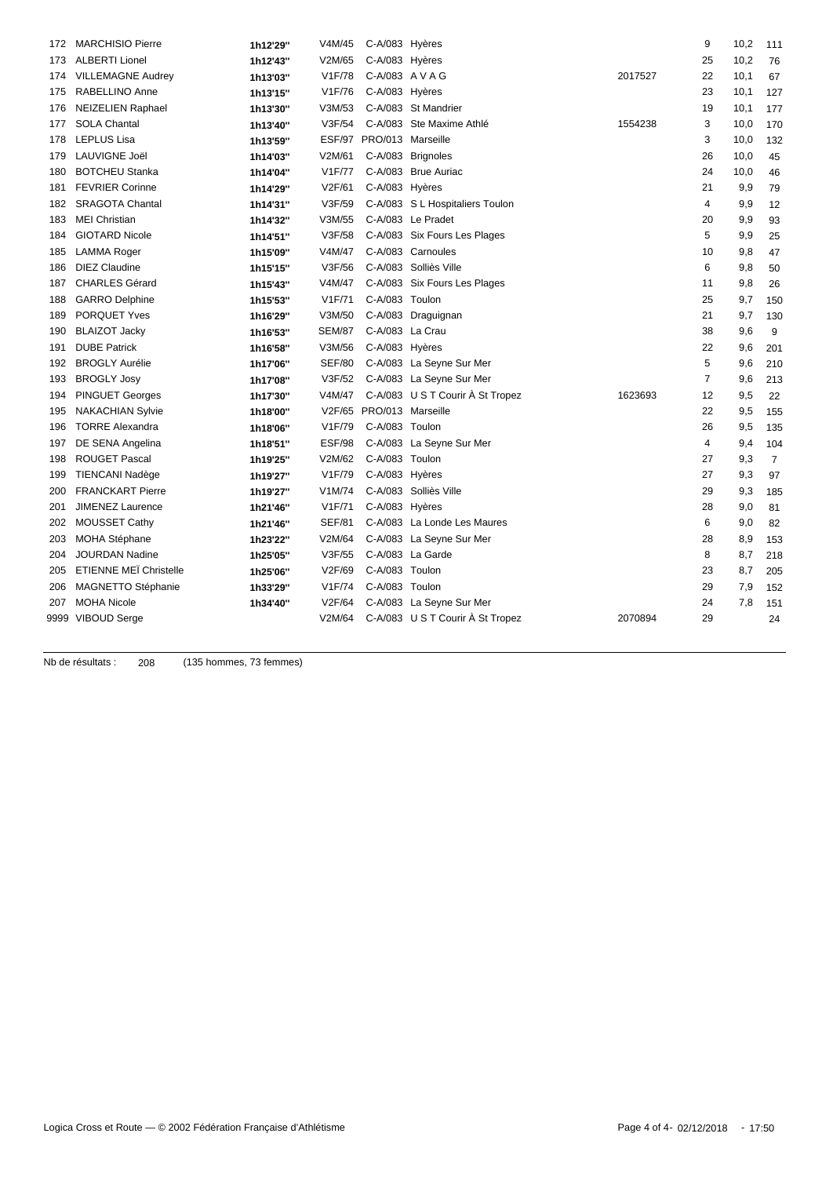| | | | | | | | | | |
|---|---|---|---|---|---|---|---|---|---|
| 172 | MARCHISIO Pierre | 1h12'29'' | V4M/45 | C-A/083 | Hyères | | 9 | 10,2 | 111 |
| 173 | ALBERTI Lionel | 1h12'43'' | V2M/65 | C-A/083 | Hyères | | 25 | 10,2 | 76 |
| 174 | VILLEMAGNE Audrey | 1h13'03'' | V1F/78 | C-A/083 | A V A G | 2017527 | 22 | 10,1 | 67 |
| 175 | RABELLINO Anne | 1h13'15'' | V1F/76 | C-A/083 | Hyères | | 23 | 10,1 | 127 |
| 176 | NEIZELIEN Raphael | 1h13'30'' | V3M/53 | C-A/083 | St Mandrier | | 19 | 10,1 | 177 |
| 177 | SOLA Chantal | 1h13'40'' | V3F/54 | C-A/083 | Ste Maxime Athlé | 1554238 | 3 | 10,0 | 170 |
| 178 | LEPLUS Lisa | 1h13'59'' | ESF/97 | PRO/013 | Marseille | | 3 | 10,0 | 132 |
| 179 | LAUVIGNE Joël | 1h14'03'' | V2M/61 | C-A/083 | Brignoles | | 26 | 10,0 | 45 |
| 180 | BOTCHEU Stanka | 1h14'04'' | V1F/77 | C-A/083 | Brue Auriac | | 24 | 10,0 | 46 |
| 181 | FEVRIER Corinne | 1h14'29'' | V2F/61 | C-A/083 | Hyères | | 21 | 9,9 | 79 |
| 182 | SRAGOTA Chantal | 1h14'31'' | V3F/59 | C-A/083 | S L Hospitaliers Toulon | | 4 | 9,9 | 12 |
| 183 | MEI Christian | 1h14'32'' | V3M/55 | C-A/083 | Le Pradet | | 20 | 9,9 | 93 |
| 184 | GIOTARD Nicole | 1h14'51'' | V3F/58 | C-A/083 | Six Fours Les Plages | | 5 | 9,9 | 25 |
| 185 | LAMMA Roger | 1h15'09'' | V4M/47 | C-A/083 | Carnoules | | 10 | 9,8 | 47 |
| 186 | DIEZ Claudine | 1h15'15'' | V3F/56 | C-A/083 | Solliès Ville | | 6 | 9,8 | 50 |
| 187 | CHARLES Gérard | 1h15'43'' | V4M/47 | C-A/083 | Six Fours Les Plages | | 11 | 9,8 | 26 |
| 188 | GARRO Delphine | 1h15'53'' | V1F/71 | C-A/083 | Toulon | | 25 | 9,7 | 150 |
| 189 | PORQUET Yves | 1h16'29'' | V3M/50 | C-A/083 | Draguignan | | 21 | 9,7 | 130 |
| 190 | BLAIZOT Jacky | 1h16'53'' | SEM/87 | C-A/083 | La Crau | | 38 | 9,6 | 9 |
| 191 | DUBE Patrick | 1h16'58'' | V3M/56 | C-A/083 | Hyères | | 22 | 9,6 | 201 |
| 192 | BROGLY Aurélie | 1h17'06'' | SEF/80 | C-A/083 | La Seyne Sur Mer | | 5 | 9,6 | 210 |
| 193 | BROGLY Josy | 1h17'08'' | V3F/52 | C-A/083 | La Seyne Sur Mer | | 7 | 9,6 | 213 |
| 194 | PINGUET Georges | 1h17'30'' | V4M/47 | C-A/083 | U S T Courir À St Tropez | 1623693 | 12 | 9,5 | 22 |
| 195 | NAKACHIAN Sylvie | 1h18'00'' | V2F/65 | PRO/013 | Marseille | | 22 | 9,5 | 155 |
| 196 | TORRE Alexandra | 1h18'06'' | V1F/79 | C-A/083 | Toulon | | 26 | 9,5 | 135 |
| 197 | DE SENA Angelina | 1h18'51'' | ESF/98 | C-A/083 | La Seyne Sur Mer | | 4 | 9,4 | 104 |
| 198 | ROUGET Pascal | 1h19'25'' | V2M/62 | C-A/083 | Toulon | | 27 | 9,3 | 7 |
| 199 | TIENCANI Nadège | 1h19'27'' | V1F/79 | C-A/083 | Hyères | | 27 | 9,3 | 97 |
| 200 | FRANCKART Pierre | 1h19'27'' | V1M/74 | C-A/083 | Solliès Ville | | 29 | 9,3 | 185 |
| 201 | JIMENEZ Laurence | 1h21'46'' | V1F/71 | C-A/083 | Hyères | | 28 | 9,0 | 81 |
| 202 | MOUSSET Cathy | 1h21'46'' | SEF/81 | C-A/083 | La Londe Les Maures | | 6 | 9,0 | 82 |
| 203 | MOHA Stéphane | 1h23'22'' | V2M/64 | C-A/083 | La Seyne Sur Mer | | 28 | 8,9 | 153 |
| 204 | JOURDAN Nadine | 1h25'05'' | V3F/55 | C-A/083 | La Garde | | 8 | 8,7 | 218 |
| 205 | ETIENNE MEÏ Christelle | 1h25'06'' | V2F/69 | C-A/083 | Toulon | | 23 | 8,7 | 205 |
| 206 | MAGNETTO Stéphanie | 1h33'29'' | V1F/74 | C-A/083 | Toulon | | 29 | 7,9 | 152 |
| 207 | MOHA Nicole | 1h34'40'' | V2F/64 | C-A/083 | La Seyne Sur Mer | | 24 | 7,8 | 151 |
| 9999 | VIBOUD Serge | | V2M/64 | C-A/083 | U S T Courir À St Tropez | 2070894 | 29 | | 24 |

Nb de résultats : 208 (135 hommes, 73 femmes)

Logica Cross et Route — © 2002 Fédération Française d'Athlétisme

02/12/2018 - 17:50